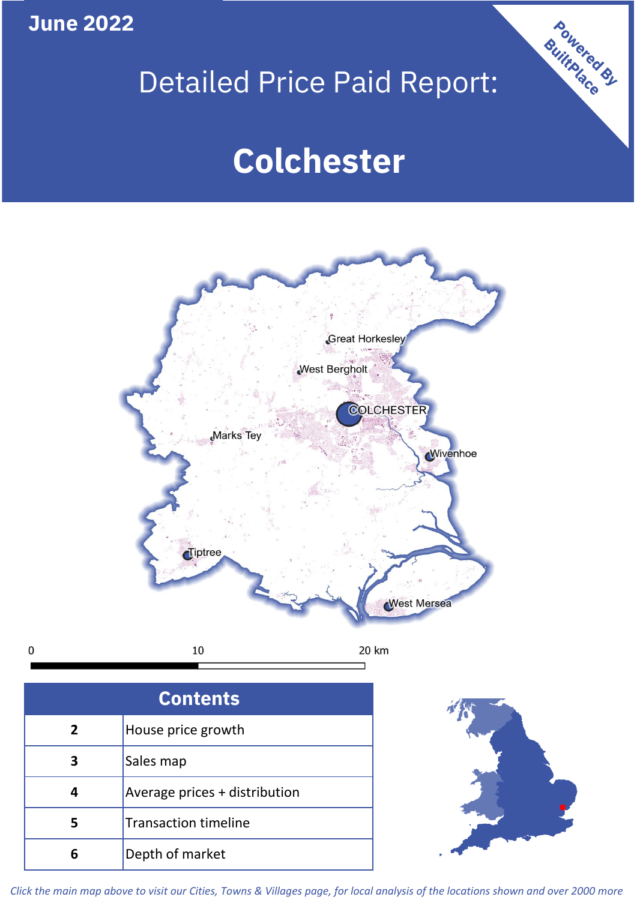June 2022

# Detailed Price Paid Report:

# Colchester

Powered By BuiltPlace

Great Horkesley
West Bergholt
COLCHESTER
Marks Tey
Wivenhoe
Tiptree
West Mersea

0 10 20 km

| Contents | |
|---|---|
| 2 | House price growth |
| 3 | Sales map |
| 4 | Average prices + distribution |
| 5 | Transaction timeline |
| 6 | Depth of market |

*Click the main map above to visit our Cities, Towns & Villages page, for local analysis of the locations shown and over 2000 more*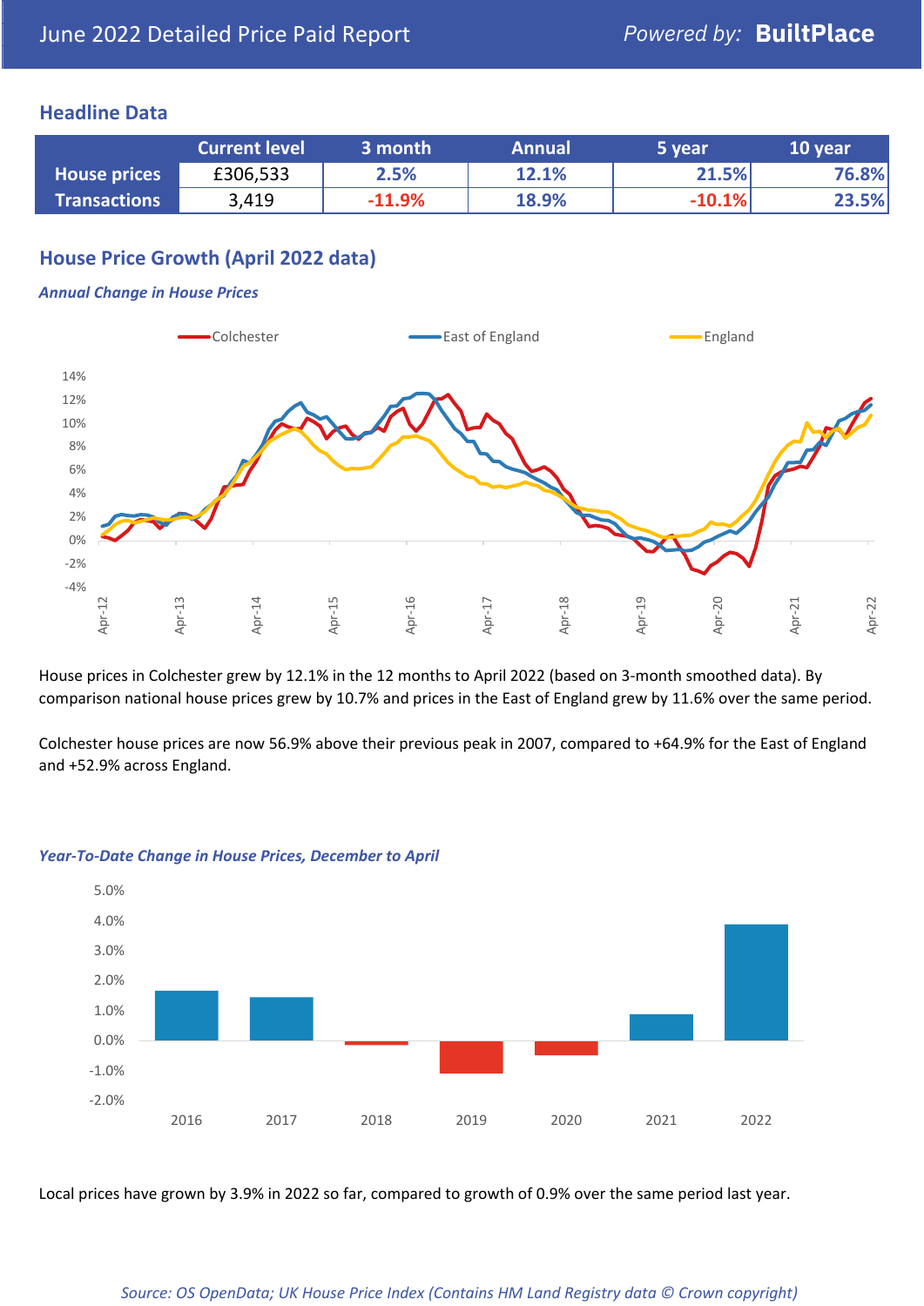June 2022 Detailed Price Paid Report

Powered by: **BuiltPlace**

## Headline Data

| | Current level | 3 month | Annual | 5 year | 10 year |
|---|---|---|---|---|---|
| **House prices** | £306,533 | 2.5% | 12.1% | 21.5% | 76.8% |
| **Transactions** | 3,419 | -11.9% | 18.9% | -10.1% | 23.5% |

## House Price Growth (April 2022 data)

### *Annual Change in House Prices*

House prices in Colchester grew by 12.1% in the 12 months to April 2022 (based on 3-month smoothed data). By comparison national house prices grew by 10.7% and prices in the East of England grew by 11.6% over the same period.

Colchester house prices are now 56.9% above their previous peak in 2007, compared to +64.9% for the East of England and +52.9% across England.

### *Year-To-Date Change in House Prices, December to April*

Local prices have grown by 3.9% in 2022 so far, compared to growth of 0.9% over the same period last year.

*Source: OS OpenData; UK House Price Index (Contains HM Land Registry data © Crown copyright)*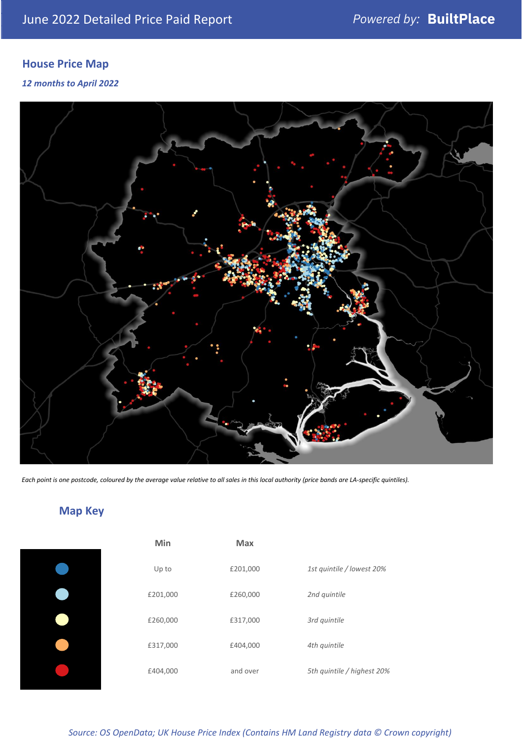June 2022 Detailed Price Paid Report

*Powered by:* **BuiltPlace**

## House Price Map

*12 months to April 2022*

*Each point is one postcode, coloured by the average value relative to all sales in this local authority (price bands are LA-specific quintiles).*

## Map Key

| | Min | Max | |
|---|---|---|---|
| ● (dark blue) | Up to | £201,000 | *1st quintile / lowest 20%* |
| ● (light blue) | £201,000 | £260,000 | *2nd quintile* |
| ● (pale yellow) | £260,000 | £317,000 | *3rd quintile* |
| ● (orange) | £317,000 | £404,000 | *4th quintile* |
| ● (red) | £404,000 | and over | *5th quintile / highest 20%* |

*Source: OS OpenData; UK House Price Index (Contains HM Land Registry data © Crown copyright)*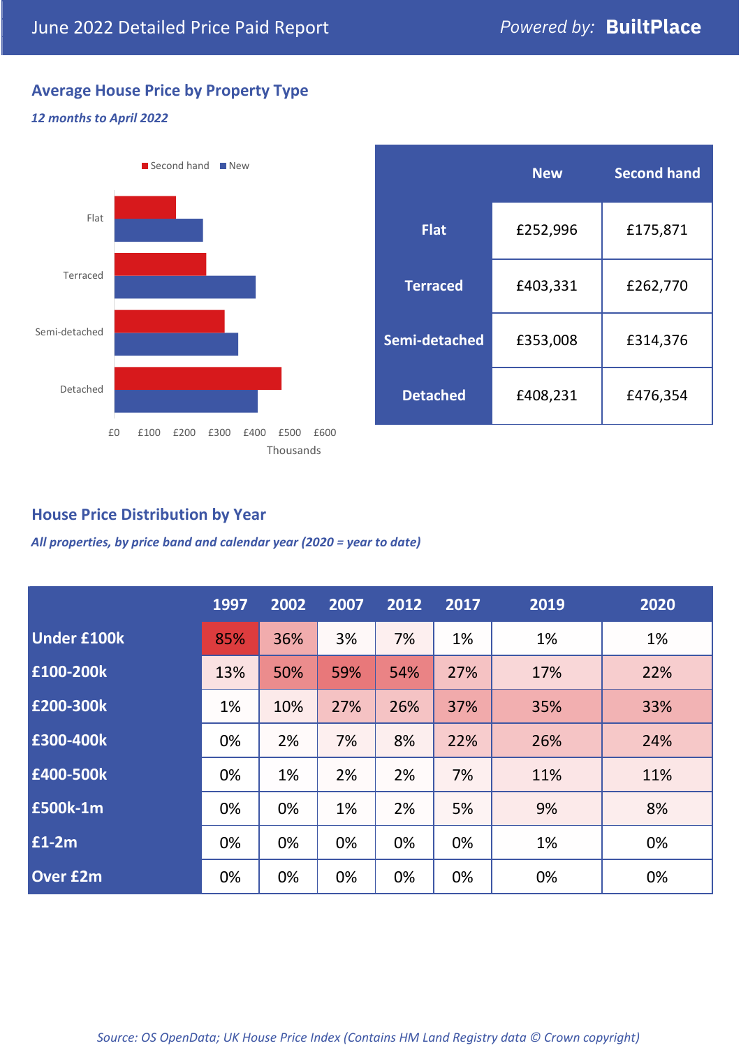June 2022 Detailed Price Paid Report — Powered by: **BuiltPlace**

## Average House Price by Property Type

*12 months to April 2022*

|  | New | Second hand |
|---|---|---|
| **Flat** | £252,996 | £175,871 |
| **Terraced** | £403,331 | £262,770 |
| **Semi-detached** | £353,008 | £314,376 |
| **Detached** | £408,231 | £476,354 |

## House Price Distribution by Year

*All properties, by price band and calendar year (2020 = year to date)*

|  | 1997 | 2002 | 2007 | 2012 | 2017 | 2019 | 2020 |
|---|---|---|---|---|---|---|---|
| **Under £100k** | 85% | 36% | 3% | 7% | 1% | 1% | 1% |
| **£100-200k** | 13% | 50% | 59% | 54% | 27% | 17% | 22% |
| **£200-300k** | 1% | 10% | 27% | 26% | 37% | 35% | 33% |
| **£300-400k** | 0% | 2% | 7% | 8% | 22% | 26% | 24% |
| **£400-500k** | 0% | 1% | 2% | 2% | 7% | 11% | 11% |
| **£500k-1m** | 0% | 0% | 1% | 2% | 5% | 9% | 8% |
| **£1-2m** | 0% | 0% | 0% | 0% | 0% | 1% | 0% |
| **Over £2m** | 0% | 0% | 0% | 0% | 0% | 0% | 0% |

*Source: OS OpenData; UK House Price Index (Contains HM Land Registry data © Crown copyright)*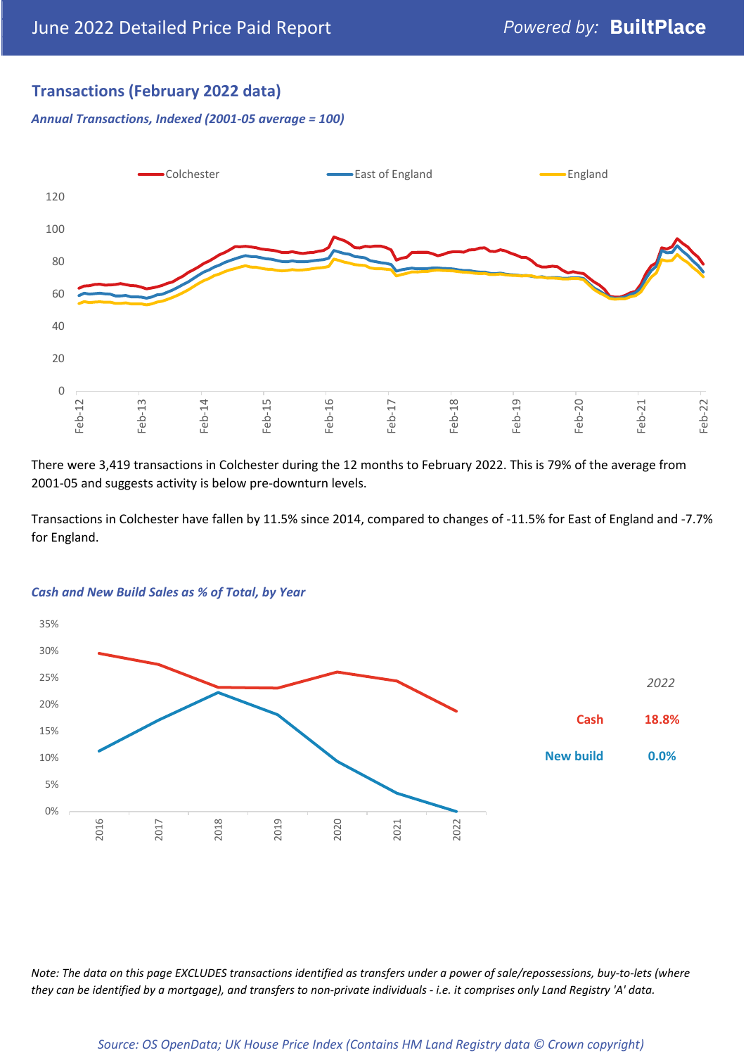## Transactions (February 2022 data)

*Annual Transactions, Indexed (2001-05 average = 100)*

There were 3,419 transactions in Colchester during the 12 months to February 2022. This is 79% of the average from 2001-05 and suggests activity is below pre-downturn levels.

Transactions in Colchester have fallen by 11.5% since 2014, compared to changes of -11.5% for East of England and -7.7% for England.

*Cash and New Build Sales as % of Total, by Year*

| *2022* | |
|---|---|
| Cash | 18.8% |
| New build | 0.0% |

*Note: The data on this page EXCLUDES transactions identified as transfers under a power of sale/repossessions, buy-to-lets (where they can be identified by a mortgage), and transfers to non-private individuals - i.e. it comprises only Land Registry 'A' data.*

*Source: OS OpenData; UK House Price Index (Contains HM Land Registry data © Crown copyright)*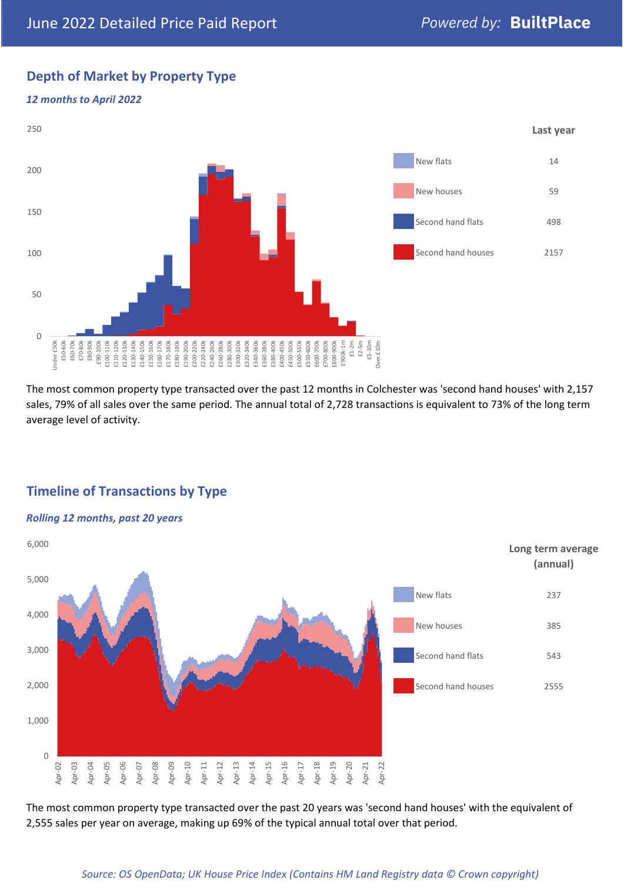June 2022 Detailed Price Paid Report

Powered by: **BuiltPlace**

## Depth of Market by Property Type

*12 months to April 2022*

250
200
150
100
50
0

Under £50k, £50-60k, £60-70k, £70-80k, £80-90k, £90-100k, £100-110k, £110-120k, £120-130k, £130-140k, £140-150k, £150-160k, £160-170k, £170-180k, £180-190k, £190-200k, £200-220k, £220-240k, £240-260k, £260-280k, £280-300k, £300-320k, £320-340k, £340-360k, £360-380k, £380-400k, £400-450k, £450-500k, £500-550k, £550-600k, £600-700k, £700-800k, £800-900k, £900k-1m, £1-2m, £2-5m, £5-10m, Over £10m

Last year

New flats 14
New houses 59
Second hand flats 498
Second hand houses 2157

The most common property type transacted over the past 12 months in Colchester was 'second hand houses' with 2,157 sales, 79% of all sales over the same period. The annual total of 2,728 transactions is equivalent to 73% of the long term average level of activity.

## Timeline of Transactions by Type

*Rolling 12 months, past 20 years*

6,000
5,000
4,000
3,000
2,000
1,000
0

Apr-02, Apr-03, Apr-04, Apr-05, Apr-06, Apr-07, Apr-08, Apr-09, Apr-10, Apr-11, Apr-12, Apr-13, Apr-14, Apr-15, Apr-16, Apr-17, Apr-18, Apr-19, Apr-20, Apr-21, Apr-22

Long term average (annual)

New flats 237
New houses 385
Second hand flats 543
Second hand houses 2555

The most common property type transacted over the past 20 years was 'second hand houses' with the equivalent of 2,555 sales per year on average, making up 69% of the typical annual total over that period.

*Source: OS OpenData; UK House Price Index (Contains HM Land Registry data © Crown copyright)*